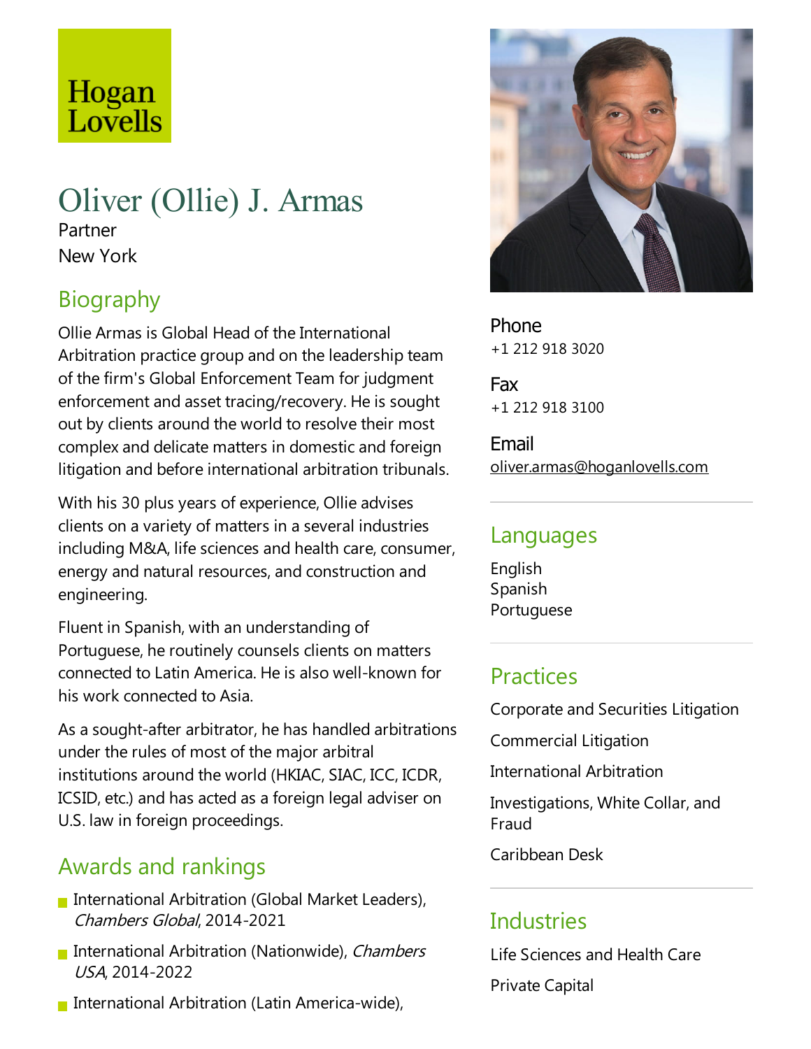Hogan Lovells

# Oliver (Ollie) J. Armas

Partner

New York

## Biography

Ollie Armas is Global Head of the International Arbitration practice group and on the leadership team of the firm's Global Enforcement Team for judgment enforcement and asset tracing/recovery. He is sought out by clients around the world to resolve their most complex and delicate matters in domestic and foreign litigation and before international arbitration tribunals.

With his 30 plus years of experience, Ollie advises clients on a variety of matters in a several industries including M&A, life sciences and health care, consumer, energy and natural resources, and construction and engineering.

Fluent in Spanish, with an understanding of Portuguese, he routinely counsels clients on matters connected to Latin America. He is also well-known for his work connected to Asia.

As a sought-after arbitrator, he has handled arbitrations under the rules of most of the major arbitral institutions around the world (HKIAC, SIAC, ICC, ICDR, ICSID, etc.) and has acted as a foreign legal adviser on U.S. law in foreign proceedings.

## Awards and rankings

- International Arbitration (Global Market Leaders), *Chambers Global*, 2014-2021
- International Arbitration (Nationwide), *Chambers USA*, 2014-2022
- International Arbitration (Latin America-wide),

**Phone**
+1 212 918 3020

**Fax**
+1 212 918 3100

**Email**
oliver.armas@hoganlovells.com

## Languages

English
Spanish
Portuguese

## Practices

Corporate and Securities Litigation

Commercial Litigation

International Arbitration

Investigations, White Collar, and Fraud

Caribbean Desk

## Industries

Life Sciences and Health Care

Private Capital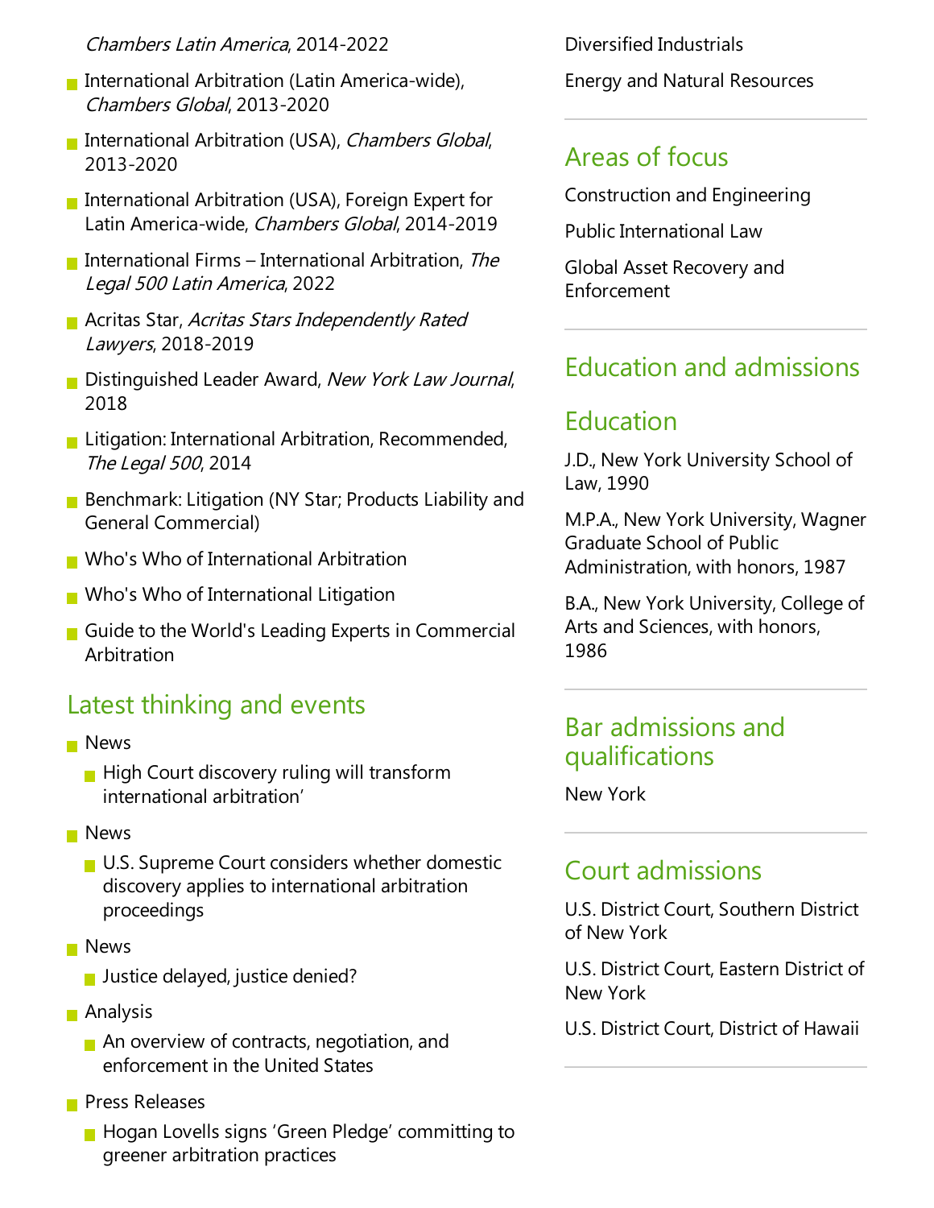*Chambers Latin America*, 2014-2022

- International Arbitration (Latin America-wide), *Chambers Global*, 2013-2020
- International Arbitration (USA), *Chambers Global*, 2013-2020
- International Arbitration (USA), Foreign Expert for Latin America-wide, *Chambers Global*, 2014-2019
- International Firms – International Arbitration, *The Legal 500 Latin America*, 2022
- Acritas Star, *Acritas Stars Independently Rated Lawyers*, 2018-2019
- Distinguished Leader Award, *New York Law Journal*, 2018
- Litigation: International Arbitration, Recommended, *The Legal 500*, 2014
- Benchmark: Litigation (NY Star; Products Liability and General Commercial)
- Who's Who of International Arbitration
- Who's Who of International Litigation
- Guide to the World's Leading Experts in Commercial Arbitration

## Latest thinking and events

- News
  - High Court discovery ruling will transform international arbitration'
- News
  - U.S. Supreme Court considers whether domestic discovery applies to international arbitration proceedings
- News
  - Justice delayed, justice denied?
- Analysis
  - An overview of contracts, negotiation, and enforcement in the United States
- Press Releases
  - Hogan Lovells signs 'Green Pledge' committing to greener arbitration practices

Diversified Industrials

Energy and Natural Resources

## Areas of focus

Construction and Engineering

Public International Law

Global Asset Recovery and Enforcement

## Education and admissions

## Education

J.D., New York University School of Law, 1990

M.P.A., New York University, Wagner Graduate School of Public Administration, with honors, 1987

B.A., New York University, College of Arts and Sciences, with honors, 1986

## Bar admissions and qualifications

New York

## Court admissions

U.S. District Court, Southern District of New York

U.S. District Court, Eastern District of New York

U.S. District Court, District of Hawaii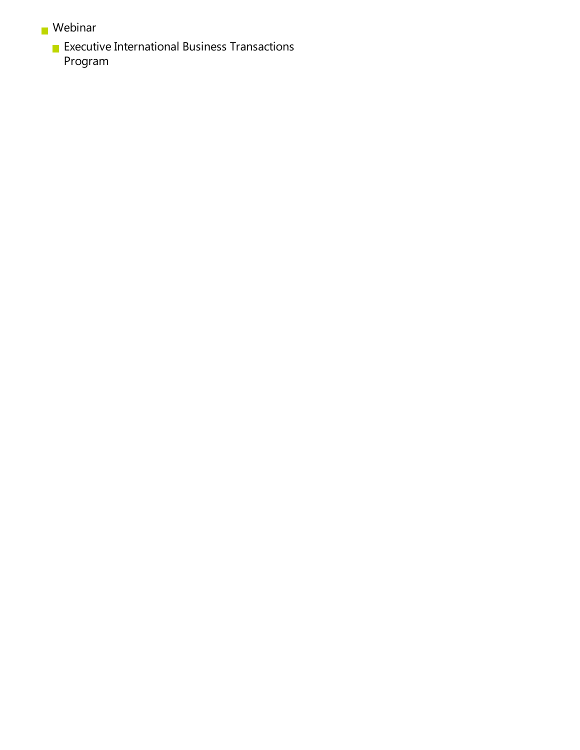- Webinar
  - Executive International Business Transactions Program